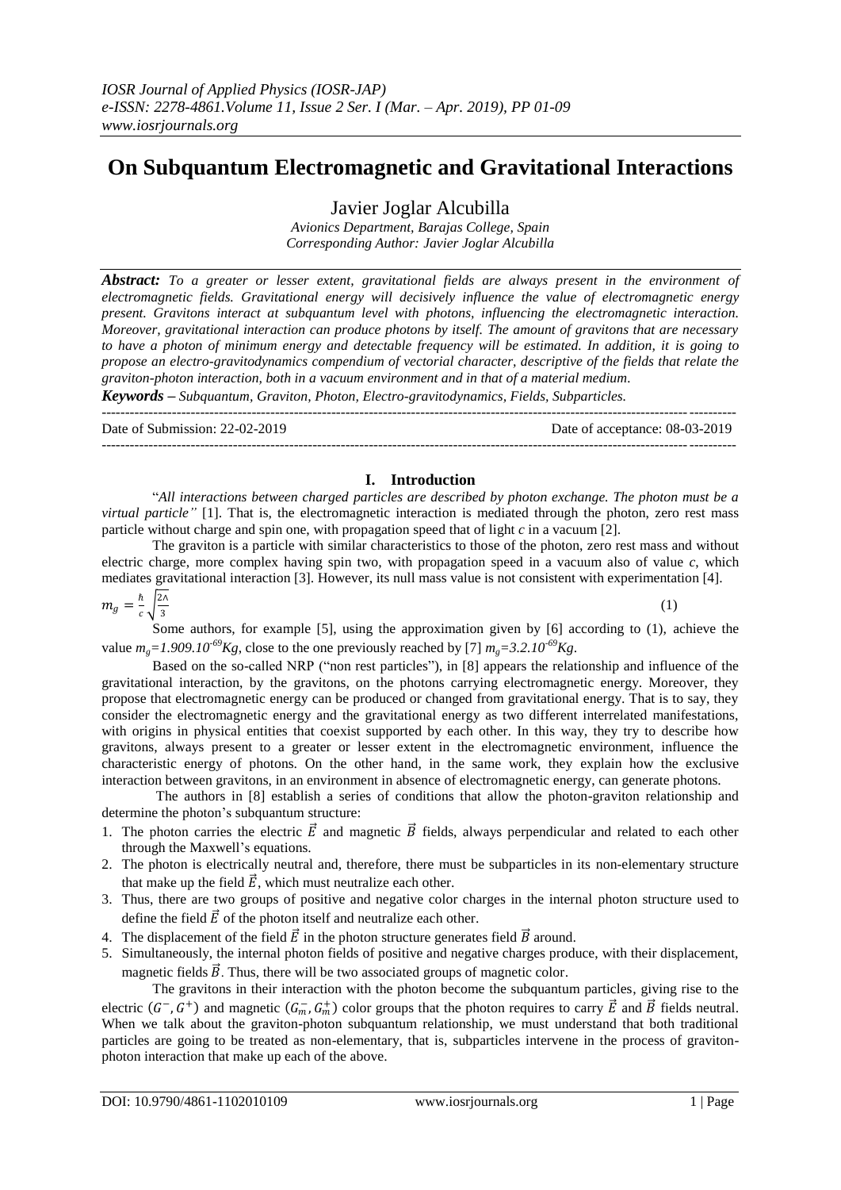*IOSR Journal of Applied Physics (IOSR-JAP)*
*e-ISSN: 2278-4861.Volume 11, Issue 2 Ser. I (Mar. – Apr. 2019), PP 01-09*
*www.iosrjournals.org*

# On Subquantum Electromagnetic and Gravitational Interactions

Javier Joglar Alcubilla

*Avionics Department, Barajas College, Spain*
*Corresponding Author: Javier Joglar Alcubilla*

***Abstract:*** *To a greater or lesser extent, gravitational fields are always present in the environment of electromagnetic fields. Gravitational energy will decisively influence the value of electromagnetic energy present. Gravitons interact at subquantum level with photons, influencing the electromagnetic interaction. Moreover, gravitational interaction can produce photons by itself. The amount of gravitons that are necessary to have a photon of minimum energy and detectable frequency will be estimated. In addition, it is going to propose an electro-gravitodynamics compendium of vectorial character, descriptive of the fields that relate the graviton-photon interaction, both in a vacuum environment and in that of a material medium.*

***Keywords –*** *Subquantum, Graviton, Photon, Electro-gravitodynamics, Fields, Subparticles.*

---

Date of Submission: 22-02-2019 Date of acceptance: 08-03-2019

---

## I. Introduction

"*All interactions between charged particles are described by photon exchange. The photon must be a virtual particle"* [1]. That is, the electromagnetic interaction is mediated through the photon, zero rest mass particle without charge and spin one, with propagation speed that of light *c* in a vacuum [2].

The graviton is a particle with similar characteristics to those of the photon, zero rest mass and without electric charge, more complex having spin two, with propagation speed in a vacuum also of value *c*, which mediates gravitational interaction [3]. However, its null mass value is not consistent with experimentation [4].

$$m_g = \frac{\hbar}{c}\sqrt{\frac{2\Lambda}{3}} \tag{1}$$

Some authors, for example [5], using the approximation given by [6] according to (1), achieve the value $m_g=1.909.10^{-69}Kg$, close to the one previously reached by [7] $m_g=3.2.10^{-69}Kg$.

Based on the so-called NRP ("non rest particles"), in [8] appears the relationship and influence of the gravitational interaction, by the gravitons, on the photons carrying electromagnetic energy. Moreover, they propose that electromagnetic energy can be produced or changed from gravitational energy. That is to say, they consider the electromagnetic energy and the gravitational energy as two different interrelated manifestations, with origins in physical entities that coexist supported by each other. In this way, they try to describe how gravitons, always present to a greater or lesser extent in the electromagnetic environment, influence the characteristic energy of photons. On the other hand, in the same work, they explain how the exclusive interaction between gravitons, in an environment in absence of electromagnetic energy, can generate photons.

The authors in [8] establish a series of conditions that allow the photon-graviton relationship and determine the photon's subquantum structure:

1. The photon carries the electric $\vec{E}$ and magnetic $\vec{B}$ fields, always perpendicular and related to each other through the Maxwell's equations.
2. The photon is electrically neutral and, therefore, there must be subparticles in its non-elementary structure that make up the field $\vec{E}$, which must neutralize each other.
3. Thus, there are two groups of positive and negative color charges in the internal photon structure used to define the field $\vec{E}$ of the photon itself and neutralize each other.
4. The displacement of the field $\vec{E}$ in the photon structure generates field $\vec{B}$ around.
5. Simultaneously, the internal photon fields of positive and negative charges produce, with their displacement, magnetic fields $\vec{B}$. Thus, there will be two associated groups of magnetic color.

The gravitons in their interaction with the photon become the subquantum particles, giving rise to the electric $(G^-, G^+)$ and magnetic $(G_m^-, G_m^+)$ color groups that the photon requires to carry $\vec{E}$ and $\vec{B}$ fields neutral. When we talk about the graviton-photon subquantum relationship, we must understand that both traditional particles are going to be treated as non-elementary, that is, subparticles intervene in the process of graviton-photon interaction that make up each of the above.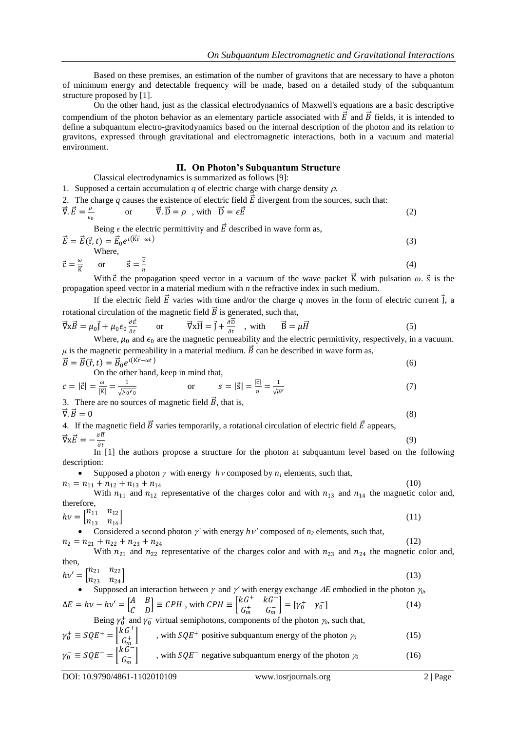Based on these premises, an estimation of the number of gravitons that are necessary to have a photon of minimum energy and detectable frequency will be made, based on a detailed study of the subquantum structure proposed by [1].

On the other hand, just as the classical electrodynamics of Maxwell's equations are a basic descriptive compendium of the photon behavior as an elementary particle associated with $\vec{E}$ and $\vec{B}$ fields, it is intended to define a subquantum electro-gravitodynamics based on the internal description of the photon and its relation to gravitons, expressed through gravitational and electromagnetic interactions, both in a vacuum and material environment.

## II. On Photon's Subquantum Structure

Classical electrodynamics is summarized as follows [9]:

1. Supposed a certain accumulation $q$ of electric charge with charge density $\rho$.
2. The charge $q$ causes the existence of electric field $\vec{E}$ divergent from the sources, such that:

$$\vec{\nabla}.\vec{E} = \frac{\rho}{\epsilon_0} \quad \text{or} \quad \vec{\nabla}.\vec{D} = \rho \ \text{, with } \ \vec{D} = \epsilon\vec{E} \tag{2}$$

Being $\epsilon$ the electric permittivity and $\vec{E}$ described in wave form as,

$$\vec{E} = \vec{E}(\vec{r},t) = \vec{E}_0 e^{i(\vec{K}\vec{r}-\omega t)} \tag{3}$$

Where,

$$\vec{c} = \frac{\omega}{\vec{K}} \quad \text{or} \quad \vec{s} = \frac{\vec{c}}{n} \tag{4}$$

With $\vec{c}$ the propagation speed vector in a vacuum of the wave packet $\vec{K}$ with pulsation $\omega$. $\vec{s}$ is the propagation speed vector in a material medium with $n$ the refractive index in such medium.

If the electric field $\vec{E}$ varies with time and/or the charge $q$ moves in the form of electric current $\vec{J}$, a rotational circulation of the magnetic field $\vec{B}$ is generated, such that,

$$\vec{\nabla}\text{x}\vec{B} = \mu_0\vec{J} + \mu_0\epsilon_0\frac{\partial\vec{E}}{\partial t} \quad \text{or} \quad \vec{\nabla}\text{x}\vec{H} = \vec{J} + \frac{\partial\vec{D}}{\partial t} \ \text{, with} \quad \vec{B} = \mu\vec{H} \tag{5}$$

Where, $\mu_0$ and $\epsilon_0$ are the magnetic permeability and the electric permittivity, respectively, in a vacuum. $\mu$ is the magnetic permeability in a material medium. $\vec{B}$ can be described in wave form as,

$$\vec{B} = \vec{B}(\vec{r},t) = \vec{B}_0 e^{i(\vec{K}\vec{r}-\omega t)} \tag{6}$$

On the other hand, keep in mind that,

$$c = |\vec{c}| = \frac{\omega}{|\vec{K}|} = \frac{1}{\sqrt{\mu_0\epsilon_0}} \quad \text{or} \quad s = |\vec{s}| = \frac{|\vec{c}|}{n} = \frac{1}{\sqrt{\mu\epsilon}} \tag{7}$$

3. There are no sources of magnetic field $\vec{B}$, that is,

$$\vec{\nabla}.\vec{B} = 0 \tag{8}$$

4. If the magnetic field $\vec{B}$ varies temporarily, a rotational circulation of electric field $\vec{E}$ appears,

$$\vec{\nabla}\text{x}\vec{E} = -\frac{\partial\vec{B}}{\partial t} \tag{9}$$

In [1] the authors propose a structure for the photon at subquantum level based on the following description:

- Supposed a photon $\gamma$ with energy $h\nu$ composed by $n_1$ elements, such that,

$$n_1 = n_{11} + n_{12} + n_{13} + n_{14} \tag{10}$$

With $n_{11}$ and $n_{12}$ representative of the charges color and with $n_{13}$ and $n_{14}$ the magnetic color and, therefore,

$$h\nu = \begin{bmatrix} n_{11} & n_{12} \\ n_{13} & n_{14} \end{bmatrix} \tag{11}$$

- Considered a second photon $\gamma'$ with energy $h\nu'$ composed of $n_2$ elements, such that,

$$n_2 = n_{21} + n_{22} + n_{23} + n_{24} \tag{12}$$

With $n_{21}$ and $n_{22}$ representative of the charges color and with $n_{23}$ and $n_{24}$ the magnetic color and, then,

$$h\nu' = \begin{bmatrix} n_{21} & n_{22} \\ n_{23} & n_{24} \end{bmatrix} \tag{13}$$

- Supposed an interaction between $\gamma$ and $\gamma'$ with energy exchange $\Delta E$ embodied in the photon $\gamma_0$,

$$\Delta E = h\nu - h\nu' = \begin{bmatrix} A & B \\ C & D \end{bmatrix} \equiv CPH \text{ , with } CPH \equiv \begin{bmatrix} kG^+ & kG^- \\ G_m^+ & G_m^- \end{bmatrix} = [\gamma_0^+ \quad \gamma_0^-] \tag{14}$$

Being $\gamma_0^+$ and $\gamma_0^-$ virtual semiphotons, components of the photon $\gamma_0$, such that,

$$\gamma_0^+ \equiv SQE^+ = \begin{bmatrix} kG^+ \\ G_m^+ \end{bmatrix} \quad \text{, with } SQE^+ \text{ positive subquantum energy of the photon } \gamma_0 \tag{15}$$

$$\gamma_0^- \equiv SQE^- = \begin{bmatrix} kG^- \\ G_m^- \end{bmatrix} \quad \text{, with } SQE^- \text{ negative subquantum energy of the photon } \gamma_0 \tag{16}$$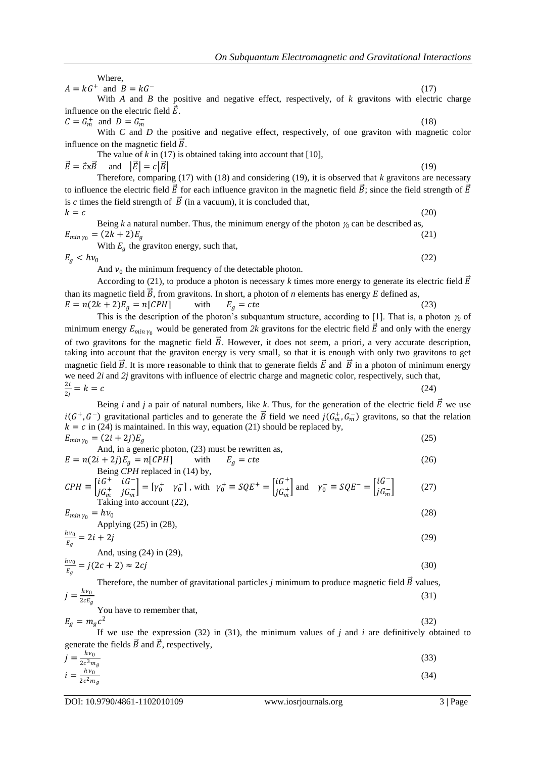Where,

$$A = kG^+ \text{ and } B = kG^- \tag{17}$$

With $A$ and $B$ the positive and negative effect, respectively, of $k$ gravitons with electric charge influence on the electric field $\vec{E}$.

$$C = G_m^+ \text{ and } D = G_m^- \tag{18}$$

With $C$ and $D$ the positive and negative effect, respectively, of one graviton with magnetic color influence on the magnetic field $\vec{B}$.

The value of $k$ in (17) is obtained taking into account that [10],

$$\vec{E} = \vec{c} \text{x} \vec{B} \quad \text{and} \quad |\vec{E}| = c|\vec{B}| \tag{19}$$

Therefore, comparing (17) with (18) and considering (19), it is observed that $k$ gravitons are necessary to influence the electric field $\vec{E}$ for each influence graviton in the magnetic field $\vec{B}$; since the field strength of $\vec{E}$ is $c$ times the field strength of $\vec{B}$ (in a vacuum), it is concluded that,

$$k = c \tag{20}$$

Being $k$ a natural number. Thus, the minimum energy of the photon $\gamma_0$ can be described as,

$$E_{min\,\gamma_0} = (2k + 2)E_g \tag{21}$$

With $E_g$ the graviton energy, such that,

$$E_g < h\nu_0 \tag{22}$$

And $\nu_0$ the minimum frequency of the detectable photon.

According to (21), to produce a photon is necessary $k$ times more energy to generate its electric field $\vec{E}$ than its magnetic field $\vec{B}$, from gravitons. In short, a photon of $n$ elements has energy $E$ defined as,

$$E = n(2k + 2)E_g = n[CPH] \qquad \text{with} \qquad E_g = cte \tag{23}$$

This is the description of the photon's subquantum structure, according to [1]. That is, a photon $\gamma_0$ of minimum energy $E_{min\,\gamma_0}$ would be generated from $2k$ gravitons for the electric field $\vec{E}$ and only with the energy of two gravitons for the magnetic field $\vec{B}$. However, it does not seem, a priori, a very accurate description, taking into account that the graviton energy is very small, so that it is enough with only two gravitons to get magnetic field $\vec{B}$. It is more reasonable to think that to generate fields $\vec{E}$ and $\vec{B}$ in a photon of minimum energy we need $2i$ and $2j$ gravitons with influence of electric charge and magnetic color, respectively, such that,

$$\frac{2i}{2j} = k = c \tag{24}$$

Being $i$ and $j$ a pair of natural numbers, like $k$. Thus, for the generation of the electric field $\vec{E}$ we use $i(G^+, G^-)$ gravitational particles and to generate the $\vec{B}$ field we need $j(G_m^+, G_m^-)$ gravitons, so that the relation $k = c$ in (24) is maintained. In this way, equation (21) should be replaced by,

$$E_{min\,\gamma_0} = (2i + 2j)E_g \tag{25}$$

And, in a generic photon, (23) must be rewritten as,

$$E = n(2i + 2j)E_g = n[CPH] \qquad \text{with} \qquad E_g = cte \tag{26}$$

Being $CPH$ replaced in (14) by,

$$CPH \equiv \begin{bmatrix} iG^+ & iG^- \\ jG_m^+ & jG_m^- \end{bmatrix} = [\gamma_0^+ \quad \gamma_0^-] \text{, with } \gamma_0^+ \equiv SQE^+ = \begin{bmatrix} iG^+ \\ jG_m^+ \end{bmatrix} \text{ and } \gamma_0^- \equiv SQE^- = \begin{bmatrix} iG^- \\ jG_m^- \end{bmatrix} \tag{27}$$

Taking into account (22),

$$E_{min\,\gamma_0} = h\nu_0 \tag{28}$$

Applying (25) in (28),

$$\frac{h\nu_0}{E_g} = 2i + 2j \tag{29}$$

And, using (24) in (29),

$$\frac{h\nu_0}{E_g} = j(2c + 2) \approx 2cj \tag{30}$$

Therefore, the number of gravitational particles $j$ minimum to produce magnetic field $\vec{B}$ values,

$$j = \frac{h\nu_0}{2cE_g} \tag{31}$$

You have to remember that,

$$E_g = m_g c^2 \tag{32}$$

If we use the expression (32) in (31), the minimum values of $j$ and $i$ are definitively obtained to generate the fields $\vec{B}$ and $\vec{E}$, respectively,

$$j = \frac{h\nu_0}{2c^3 m_g} \tag{33}$$

$$i = \frac{h\nu_0}{2c^2 m_g} \tag{34}$$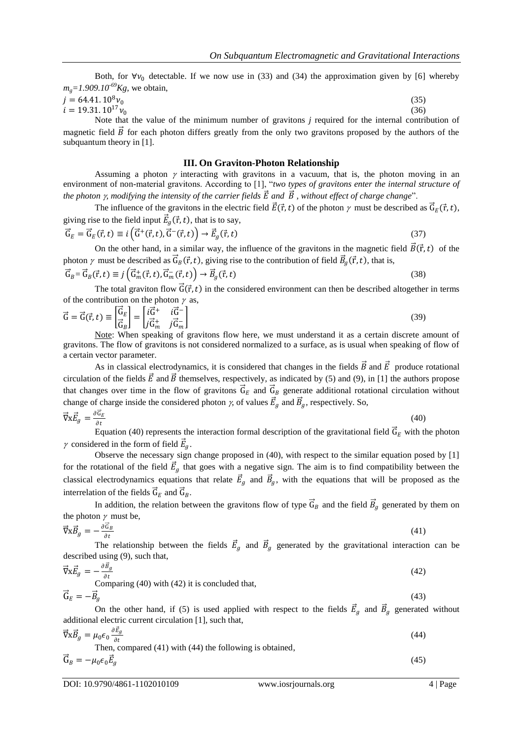Both, for $\forall \nu_0$ detectable. If we now use in (33) and (34) the approximation given by [6] whereby $m_g$=1.909.10$^{-69}$Kg, we obtain,

$$j = 64.41.\,10^8 \nu_0 \tag{35}$$

$$i = 19.31.\,10^{17} \nu_0 \tag{36}$$

Note that the value of the minimum number of gravitons $j$ required for the internal contribution of magnetic field $\vec{B}$ for each photon differs greatly from the only two gravitons proposed by the authors of the subquantum theory in [1].

## III. On Graviton-Photon Relationship

Assuming a photon $\gamma$ interacting with gravitons in a vacuum, that is, the photon moving in an environment of non-material gravitons. According to [1], "*two types of gravitons enter the internal structure of the photon $\gamma$, modifying the intensity of the carrier fields $\vec{E}$ and $\vec{B}$ , without effect of charge change*".

The influence of the gravitons in the electric field $\vec{E}(\vec{r},t)$ of the photon $\gamma$ must be described as $\vec{G}_E(\vec{r},t)$, giving rise to the field input $\vec{E}_g(\vec{r},t)$, that is to say,

$$\vec{G}_E = \vec{G}_E(\vec{r},t) \equiv i\left(\vec{G}^+(\vec{r},t), \vec{G}^-(\vec{r},t)\right) \rightarrow \vec{E}_g(\vec{r},t) \tag{37}$$

On the other hand, in a similar way, the influence of the gravitons in the magnetic field $\vec{B}(\vec{r},t)$ of the photon $\gamma$ must be described as $\vec{G}_B(\vec{r},t)$, giving rise to the contribution of field $\vec{B}_g(\vec{r},t)$, that is,

$$\vec{G}_B = \vec{G}_B(\vec{r},t) \equiv j\left(\vec{G}_m^+(\vec{r},t), \vec{G}_m^-(\vec{r},t)\right) \rightarrow \vec{B}_g(\vec{r},t) \tag{38}$$

The total graviton flow $\vec{G}(\vec{r},t)$ in the considered environment can then be described altogether in terms of the contribution on the photon $\gamma$ as,

$$\vec{G} = \vec{G}(\vec{r},t) \equiv \begin{bmatrix} \vec{G}_E \\ \vec{G}_B \end{bmatrix} = \begin{bmatrix} i\vec{G}^+ & i\vec{G}^- \\ j\vec{G}_m^+ & j\vec{G}_m^- \end{bmatrix} \tag{39}$$

<u>Note</u>: When speaking of gravitons flow here, we must understand it as a certain discrete amount of gravitons. The flow of gravitons is not considered normalized to a surface, as is usual when speaking of flow of a certain vector parameter.

As in classical electrodynamics, it is considered that changes in the fields $\vec{B}$ and $\vec{E}$ produce rotational circulation of the fields $\vec{E}$ and $\vec{B}$ themselves, respectively, as indicated by (5) and (9), in [1] the authors propose that changes over time in the flow of gravitons $\vec{G}_E$ and $\vec{G}_B$ generate additional rotational circulation without change of charge inside the considered photon $\gamma$, of values $\vec{E}_g$ and $\vec{B}_g$, respectively. So,

$$\vec{\nabla} \text{x} \vec{E}_g = \frac{\partial \vec{G}_E}{\partial t} \tag{40}$$

Equation (40) represents the interaction formal description of the gravitational field $\vec{G}_E$ with the photon $\gamma$ considered in the form of field $\vec{E}_g$.

Observe the necessary sign change proposed in (40), with respect to the similar equation posed by [1] for the rotational of the field $\vec{E}_g$ that goes with a negative sign. The aim is to find compatibility between the classical electrodynamics equations that relate $\vec{E}_g$ and $\vec{B}_g$, with the equations that will be proposed as the interrelation of the fields $\vec{G}_E$ and $\vec{G}_B$.

In addition, the relation between the gravitons flow of type $\vec{G}_B$ and the field $\vec{B}_g$ generated by them on the photon $\gamma$ must be,

$$\vec{\nabla} \text{x} \vec{B}_g = -\frac{\partial \vec{G}_B}{\partial t} \tag{41}$$

The relationship between the fields $\vec{E}_g$ and $\vec{B}_g$ generated by the gravitational interaction can be described using (9), such that,

$$\vec{\nabla} \text{x} \vec{E}_g = -\frac{\partial \vec{B}_g}{\partial t} \tag{42}$$

Comparing (40) with (42) it is concluded that,

$$\vec{G}_E = -\vec{B}_g \tag{43}$$

On the other hand, if (5) is used applied with respect to the fields $\vec{E}_g$ and $\vec{B}_g$ generated without additional electric current circulation [1], such that,

$$\vec{\nabla} \text{x} \vec{B}_g = \mu_0 \epsilon_0 \frac{\partial \vec{E}_g}{\partial t} \tag{44}$$

Then, compared (41) with (44) the following is obtained,

$$\vec{G}_B = -\mu_0 \epsilon_0 \vec{E}_g \tag{45}$$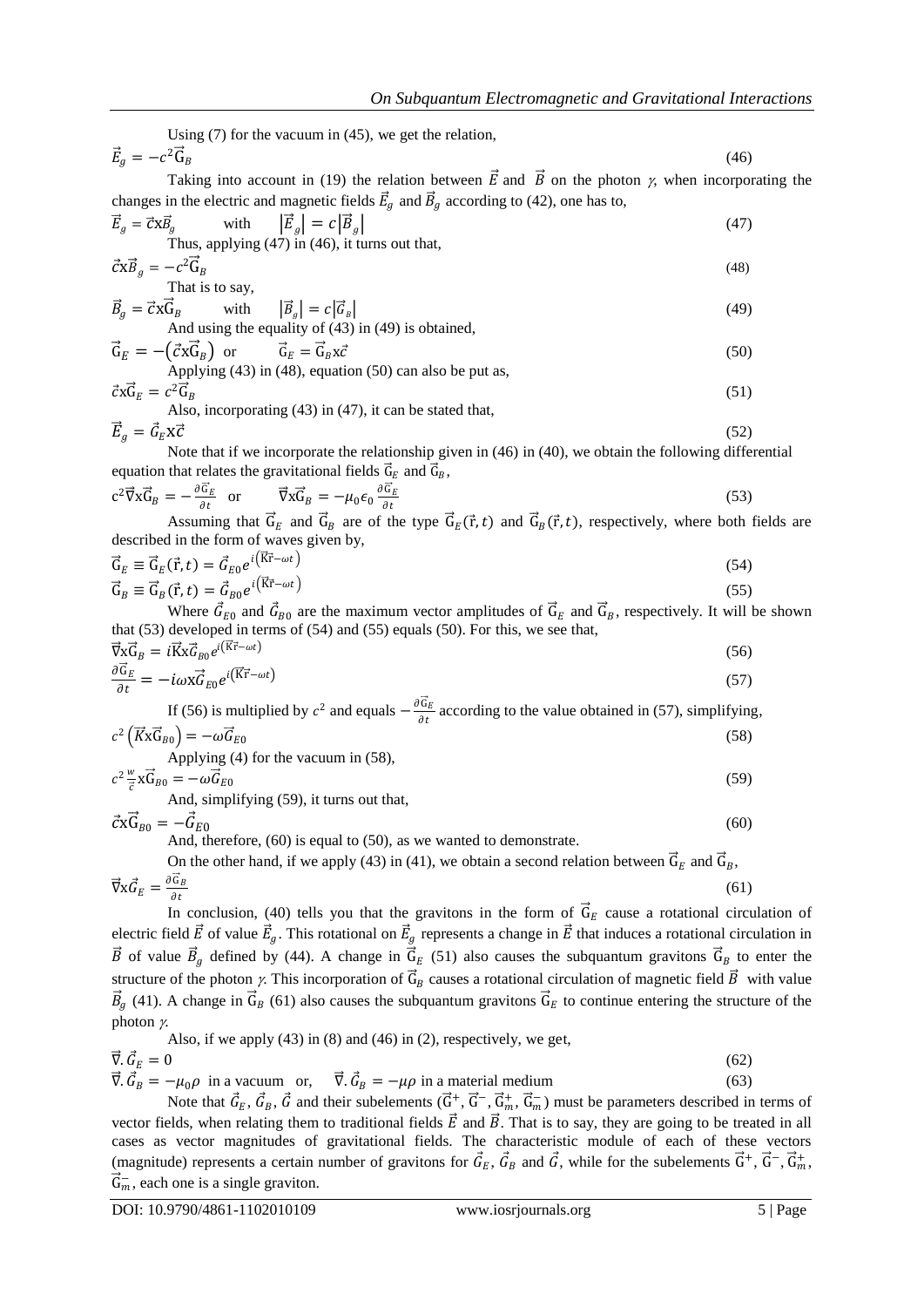Using (7) for the vacuum in (45), we get the relation,

$$\vec{E}_g = -c^2\vec{G}_B \tag{46}$$

Taking into account in (19) the relation between $\vec{E}$ and $\vec{B}$ on the photon $\gamma$, when incorporating the changes in the electric and magnetic fields $\vec{E}_g$ and $\vec{B}_g$ according to (42), one has to,

$$\vec{E}_g = \vec{c}\mathrm{x}\vec{B}_g \qquad \text{with} \qquad |\vec{E}_g| = c|\vec{B}_g| \tag{47}$$

Thus, applying (47) in (46), it turns out that,

$$\vec{c}\mathrm{x}\vec{B}_g = -c^2\vec{G}_B \tag{48}$$

That is to say,

$$\vec{B}_g = \vec{c}\mathrm{x}\vec{G}_B \qquad \text{with} \qquad |\vec{B}_g| = c|\vec{G}_B| \tag{49}$$

And using the equality of (43) in (49) is obtained,

$$\vec{G}_E = -\left(\vec{c}\mathrm{x}\vec{G}_B\right) \quad \text{or} \qquad \vec{G}_E = \vec{G}_B\mathrm{x}\vec{c} \tag{50}$$

Applying (43) in (48), equation (50) can also be put as,

$$\vec{c}\mathrm{x}\vec{G}_E = c^2\vec{G}_B \tag{51}$$

Also, incorporating (43) in (47), it can be stated that,

$$\vec{E}_g = \vec{G}_E\mathrm{x}\vec{c} \tag{52}$$

Note that if we incorporate the relationship given in (46) in (40), we obtain the following differential equation that relates the gravitational fields $\vec{G}_E$ and $\vec{G}_B$,

$$c^2\vec{\nabla}\mathrm{x}\vec{G}_B = -\frac{\partial\vec{G}_E}{\partial t} \quad \text{or} \qquad \vec{\nabla}\mathrm{x}\vec{G}_B = -\mu_0\epsilon_0\frac{\partial\vec{G}_E}{\partial t} \tag{53}$$

Assuming that $\vec{G}_E$ and $\vec{G}_B$ are of the type $\vec{G}_E(\vec{r},t)$ and $\vec{G}_B(\vec{r},t)$, respectively, where both fields are described in the form of waves given by,

$$\vec{G}_E \equiv \vec{G}_E(\vec{r},t) = \vec{G}_{E0}e^{i\left(\vec{K}\vec{r}-\omega t\right)} \tag{54}$$

$$\vec{G}_B \equiv \vec{G}_B(\vec{r},t) = \vec{G}_{B0}e^{i\left(\vec{K}\vec{r}-\omega t\right)} \tag{55}$$

Where $\vec{G}_{E0}$ and $\vec{G}_{B0}$ are the maximum vector amplitudes of $\vec{G}_E$ and $\vec{G}_B$, respectively. It will be shown that (53) developed in terms of (54) and (55) equals (50). For this, we see that,

$$\vec{\nabla}\mathrm{x}\vec{G}_B = i\vec{K}\mathrm{x}\vec{G}_{B0}e^{i\left(\vec{K}\vec{r}-\omega t\right)} \tag{56}$$

$$\frac{\partial\vec{G}_E}{\partial t} = -i\omega\mathrm{x}\vec{G}_{E0}e^{i\left(\vec{K}\vec{r}-\omega t\right)} \tag{57}$$

If (56) is multiplied by $c^2$ and equals $-\frac{\partial\vec{G}_E}{\partial t}$ according to the value obtained in (57), simplifying,

$$c^2\left(\vec{K}\mathrm{x}\vec{G}_{B0}\right) = -\omega\vec{G}_{E0} \tag{58}$$

Applying (4) for the vacuum in (58),

$$c^2\frac{w}{\vec{c}}\mathrm{x}\vec{G}_{B0} = -\omega\vec{G}_{E0} \tag{59}$$

And, simplifying (59), it turns out that,

$$\vec{c}\mathrm{x}\vec{G}_{B0} = -\vec{G}_{E0} \tag{60}$$

And, therefore, (60) is equal to (50), as we wanted to demonstrate.

On the other hand, if we apply (43) in (41), we obtain a second relation between $\vec{G}_E$ and $\vec{G}_B$,

$$\vec{\nabla}\mathrm{x}\vec{G}_E = \frac{\partial\vec{G}_B}{\partial t} \tag{61}$$

In conclusion, (40) tells you that the gravitons in the form of $\vec{G}_E$ cause a rotational circulation of electric field $\vec{E}$ of value $\vec{E}_g$. This rotational on $\vec{E}_g$ represents a change in $\vec{E}$ that induces a rotational circulation in $\vec{B}$ of value $\vec{B}_g$ defined by (44). A change in $\vec{G}_E$ (51) also causes the subquantum gravitons $\vec{G}_B$ to enter the structure of the photon $\gamma$. This incorporation of $\vec{G}_B$ causes a rotational circulation of magnetic field $\vec{B}$ with value $\vec{B}_g$ (41). A change in $\vec{G}_B$ (61) also causes the subquantum gravitons $\vec{G}_E$ to continue entering the structure of the photon $\gamma$.

Also, if we apply (43) in (8) and (46) in (2), respectively, we get,

$$\vec{\nabla}.\vec{G}_E = 0 \tag{62}$$

$$\vec{\nabla}.\vec{G}_B = -\mu_0\rho \ \text{ in a vacuum} \quad \text{or,} \qquad \vec{\nabla}.\vec{G}_B = -\mu\rho \ \text{ in a material medium} \tag{63}$$

Note that $\vec{G}_E$, $\vec{G}_B$, $\vec{G}$ and their subelements ($\vec{G}^+$, $\vec{G}^-$, $\vec{G}_m^+$, $\vec{G}_m^-$) must be parameters described in terms of vector fields, when relating them to traditional fields $\vec{E}$ and $\vec{B}$. That is to say, they are going to be treated in all cases as vector magnitudes of gravitational fields. The characteristic module of each of these vectors (magnitude) represents a certain number of gravitons for $\vec{G}_E$, $\vec{G}_B$ and $\vec{G}$, while for the subelements $\vec{G}^+$, $\vec{G}^-$, $\vec{G}_m^+$, $\vec{G}_m^-$, each one is a single graviton.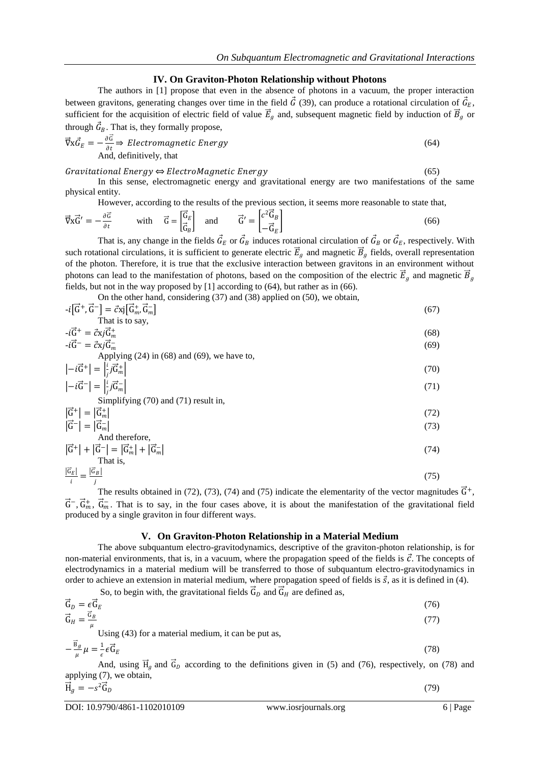## IV. On Graviton-Photon Relationship without Photons

The authors in [1] propose that even in the absence of photons in a vacuum, the proper interaction between gravitons, generating changes over time in the field $\vec{G}$ (39), can produce a rotational circulation of $\vec{G}_E$, sufficient for the acquisition of electric field of value $\vec{E}_g$ and, subsequent magnetic field by induction of $\vec{B}_g$ or through $\vec{G}_B$. That is, they formally propose,

$$\vec{\nabla}\mathrm{x}\vec{G}_E = -\frac{\partial\vec{G}}{\partial t} \Rightarrow \textit{Electromagnetic Energy} \tag{64}$$

And, definitively, that

$$\textit{Gravitational Energy} \Leftrightarrow \textit{ElectroMagnetic Energy} \tag{65}$$

In this sense, electromagnetic energy and gravitational energy are two manifestations of the same physical entity.

However, according to the results of the previous section, it seems more reasonable to state that,

$$\vec{\nabla}\mathrm{x}\vec{G}' = -\frac{\partial\vec{G}}{\partial t} \qquad \text{with} \quad \vec{G} = \begin{bmatrix}\vec{G}_E \\ \vec{G}_B\end{bmatrix} \quad \text{and} \quad \vec{G}' = \begin{bmatrix}c^2\vec{G}_B \\ -\vec{G}_E\end{bmatrix} \tag{66}$$

That is, any change in the fields $\vec{G}_E$ or $\vec{G}_B$ induces rotational circulation of $\vec{G}_B$ or $\vec{G}_E$, respectively. With such rotational circulations, it is sufficient to generate electric $\vec{E}_g$ and magnetic $\vec{B}_g$ fields, overall representation of the photon. Therefore, it is true that the exclusive interaction between gravitons in an environment without photons can lead to the manifestation of photons, based on the composition of the electric $\vec{E}_g$ and magnetic $\vec{B}_g$ fields, but not in the way proposed by [1] according to (64), but rather as in (66).

On the other hand, considering (37) and (38) applied on (50), we obtain,

$$-i\left[\vec{G}^+, \vec{G}^-\right] = \vec{c}\mathrm{x}j\left[\vec{G}_m^+, \vec{G}_m^-\right] \tag{67}$$

That is to say,

$$-i\vec{G}^+ = \vec{c}\mathrm{x}j\vec{G}_m^+ \tag{68}$$

$$-i\vec{G}^- = \vec{c}\mathrm{x}j\vec{G}_m^- \tag{69}$$

Applying (24) in (68) and (69), we have to,

$$\left|-i\vec{G}^+\right| = \left|\frac{i}{j}j\vec{G}_m^+\right| \tag{70}$$

$$\left|-i\vec{G}^-\right| = \left|\frac{i}{j}j\vec{G}_m^-\right| \tag{71}$$

Simplifying (70) and (71) result in,

$$\left|\vec{G}^+\right| = \left|\vec{G}_m^+\right| \tag{72}$$

$$\left|\vec{G}^-\right| = \left|\vec{G}_m^-\right| \tag{73}$$

And therefore,

$$\left|\vec{G}^+\right| + \left|\vec{G}^-\right| = \left|\vec{G}_m^+\right| + \left|\vec{G}_m^-\right| \tag{74}$$

That is,

$$\frac{\left|\vec{G}_E\right|}{i} = \frac{\left|\vec{G}_B\right|}{j} \tag{75}$$

The results obtained in (72), (73), (74) and (75) indicate the elementarity of the vector magnitudes $\vec{G}^+$, $\vec{G}^-$, $\vec{G}_m^+$, $\vec{G}_m^-$. That is to say, in the four cases above, it is about the manifestation of the gravitational field produced by a single graviton in four different ways.

## V. On Graviton-Photon Relationship in a Material Medium

The above subquantum electro-gravitodynamics, descriptive of the graviton-photon relationship, is for non-material environments, that is, in a vacuum, where the propagation speed of the fields is $\vec{c}$. The concepts of electrodynamics in a material medium will be transferred to those of subquantum electro-gravitodynamics in order to achieve an extension in material medium, where propagation speed of fields is $\vec{s}$, as it is defined in (4).

So, to begin with, the gravitational fields $\vec{G}_D$ and $\vec{G}_H$ are defined as,

$$\vec{G}_D = \epsilon\vec{G}_E \tag{76}$$

$$\vec{G}_H = \frac{\vec{G}_B}{\mu} \tag{77}$$

Using (43) for a material medium, it can be put as,

$$-\frac{\vec{B}_g}{\mu}\mu = \frac{1}{\epsilon}\epsilon\vec{G}_E \tag{78}$$

And, using $\vec{H}_g$ and $\vec{G}_D$ according to the definitions given in (5) and (76), respectively, on (78) and applying (7), we obtain,

$$\vec{H}_g = -s^2\vec{G}_D \tag{79}$$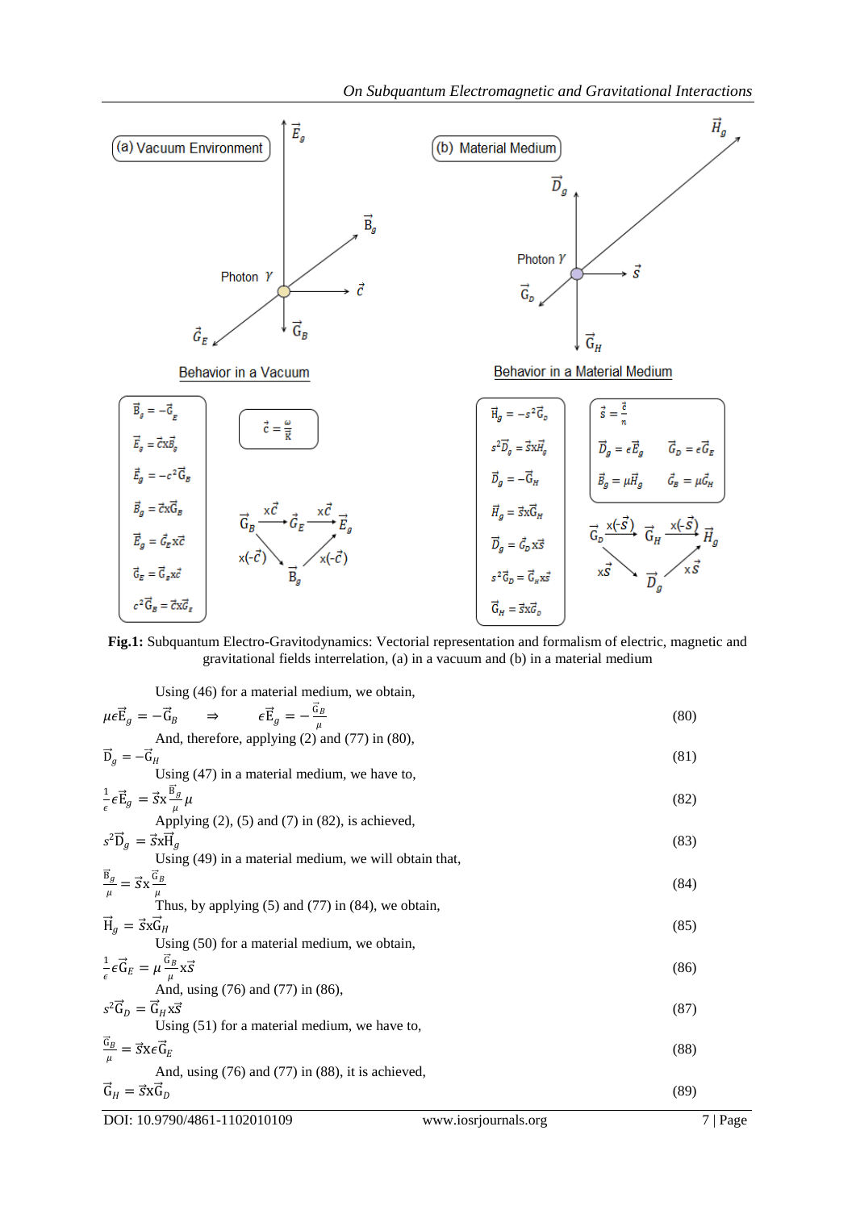**Fig.1:** Subquantum Electro-Gravitodynamics: Vectorial representation and formalism of electric, magnetic and gravitational fields interrelation, (a) in a vacuum and (b) in a material medium

Using (46) for a material medium, we obtain,

$$\mu\epsilon\vec{E}_g = -\vec{G}_B \quad \Rightarrow \quad \epsilon\vec{E}_g = -\frac{\vec{G}_B}{\mu} \tag{80}$$

And, therefore, applying (2) and (77) in (80),

$$\vec{D}_g = -\vec{G}_H \tag{81}$$

Using (47) in a material medium, we have to,

$$\frac{1}{\epsilon}\epsilon\vec{E}_g = \vec{s}\,\mathrm{x}\,\frac{\vec{B}_g}{\mu}\mu \tag{82}$$

Applying (2), (5) and (7) in (82), is achieved,

$$s^2\vec{D}_g = \vec{s}\,\mathrm{x}\,\vec{H}_g \tag{83}$$

Using (49) in a material medium, we will obtain that,

$$\frac{\vec{B}_g}{\mu} = \vec{s}\,\mathrm{x}\,\frac{\vec{G}_B}{\mu} \tag{84}$$

Thus, by applying (5) and (77) in (84), we obtain,

$$\vec{H}_g = \vec{s}\,\mathrm{x}\,\vec{G}_H \tag{85}$$

Using (50) for a material medium, we obtain,

$$\frac{1}{\epsilon}\epsilon\vec{G}_E = \mu\frac{\vec{G}_B}{\mu}\,\mathrm{x}\,\vec{s} \tag{86}$$

And, using (76) and (77) in (86),

$$s^2\vec{G}_D = \vec{G}_H\,\mathrm{x}\,\vec{s} \tag{87}$$

Using (51) for a material medium, we have to,

$$\frac{\vec{G}_B}{\mu} = \vec{s}\,\mathrm{x}\,\epsilon\vec{G}_E \tag{88}$$

And, using (76) and (77) in (88), it is achieved,

$$\vec{G}_H = \vec{s}\,\mathrm{x}\,\vec{G}_D \tag{89}$$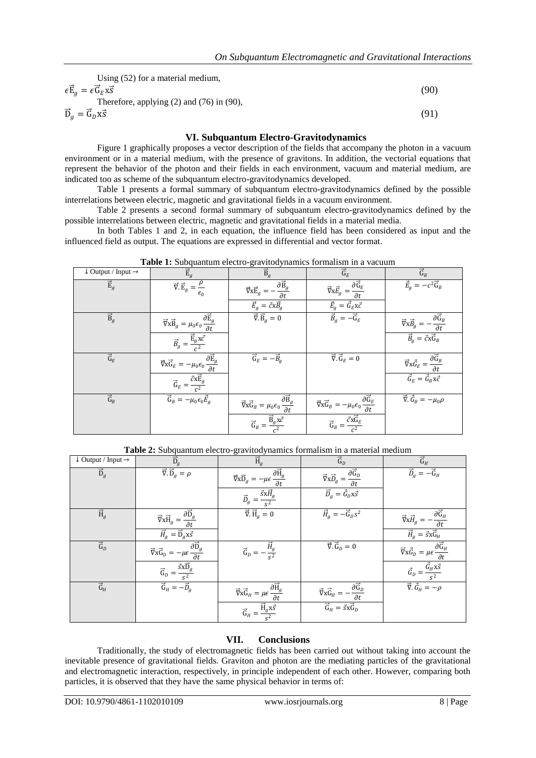Using (52) for a material medium,

$$\epsilon\vec{E}_g = \epsilon\vec{G}_E \text{x}\vec{s} \tag{90}$$

Therefore, applying (2) and (76) in (90),

$$\vec{D}_g = \vec{G}_D \text{x}\vec{s} \tag{91}$$

## VI. Subquantum Electro-Gravitodynamics

Figure 1 graphically proposes a vector description of the fields that accompany the photon in a vacuum environment or in a material medium, with the presence of gravitons. In addition, the vectorial equations that represent the behavior of the photon and their fields in each environment, vacuum and material medium, are indicated too as scheme of the subquantum electro-gravitodynamics developed.

Table 1 presents a formal summary of subquantum electro-gravitodynamics defined by the possible interrelations between electric, magnetic and gravitational fields in a vacuum environment.

Table 2 presents a second formal summary of subquantum electro-gravitodynamics defined by the possible interrelations between electric, magnetic and gravitational fields in a material media.

In both Tables 1 and 2, in each equation, the influence field has been considered as input and the influenced field as output. The equations are expressed in differential and vector format.

**Table 1:** Subquantum electro-gravitodynamics formalism in a vacuum

| ↓ Output / Input → | $\vec{E}_g$ | $\vec{B}_g$ | $\vec{G}_E$ | $\vec{G}_B$ |
|---|---|---|---|---|
| $\vec{E}_g$ | $\vec{\nabla}.\vec{E}_g = \frac{\rho}{\epsilon_0}$ | $\vec{\nabla}\text{x}\vec{E}_g = -\frac{\partial\vec{B}_g}{\partial t}$ <br> $\vec{E}_g = \vec{c}\text{x}\vec{B}_g$ | $\vec{\nabla}\text{x}\vec{E}_g = \frac{\partial\vec{G}_E}{\partial t}$ <br> $\vec{E}_g = \vec{G}_E\text{x}\vec{c}$ | $\vec{E}_g = -c^2\vec{G}_B$ |
| $\vec{B}_g$ | $\vec{\nabla}\text{x}\vec{B}_g = \mu_0\epsilon_0\frac{\partial\vec{E}_g}{\partial t}$ <br> $\vec{B}_g = \frac{\vec{E}_g\text{x}\vec{c}}{c^2}$ | $\vec{\nabla}.\vec{B}_g = 0$ | $\vec{B}_g = -\vec{G}_E$ | $\vec{\nabla}\text{x}\vec{B}_g = -\frac{\partial\vec{G}_B}{\partial t}$ <br> $\vec{B}_g = \vec{c}\text{x}\vec{G}_B$ |
| $\vec{G}_E$ | $\vec{\nabla}\text{x}\vec{G}_E = -\mu_0\epsilon_0\frac{\partial\vec{E}_g}{\partial t}$ <br> $\vec{G}_E = \frac{\vec{c}\text{x}\vec{E}_g}{c^2}$ | $\vec{G}_E = -\vec{B}_g$ | $\vec{\nabla}.\vec{G}_E = 0$ | $\vec{\nabla}\text{x}\vec{G}_E = \frac{\partial\vec{G}_B}{\partial t}$ <br> $\vec{G}_E = \vec{G}_B\text{x}\vec{c}$ |
| $\vec{G}_B$ | $\vec{G}_B = -\mu_0\epsilon_0\vec{E}_g$ | $\vec{\nabla}\text{x}\vec{G}_B = \mu_0\epsilon_0\frac{\partial\vec{B}_g}{\partial t}$ <br> $\vec{G}_B = \frac{\vec{B}_g\text{x}\vec{c}}{c^2}$ | $\vec{\nabla}\text{x}\vec{G}_B = -\mu_0\epsilon_0\frac{\partial\vec{G}_E}{\partial t}$ <br> $\vec{G}_B = \frac{\vec{c}\text{x}\vec{G}_E}{c^2}$ | $\vec{\nabla}.\vec{G}_B = -\mu_0\rho$ |

**Table 2:** Subquantum electro-gravitodynamics formalism in a material medium

| ↓ Output / Input → | $\vec{D}_g$ | $\vec{H}_g$ | $\vec{G}_D$ | $\vec{G}_H$ |
|---|---|---|---|---|
| $\vec{D}_g$ | $\vec{\nabla}.\vec{D}_g = \rho$ | $\vec{\nabla}\text{x}\vec{D}_g = -\mu\epsilon\frac{\partial\vec{H}_g}{\partial t}$ <br> $\vec{D}_g = \frac{\vec{s}\text{x}\vec{H}_g}{s^2}$ | $\vec{\nabla}\text{x}\vec{D}_g = \frac{\partial\vec{G}_D}{\partial t}$ <br> $\vec{D}_g = \vec{G}_D\text{x}\vec{s}$ | $\vec{D}_g = -\vec{G}_H$ |
| $\vec{H}_g$ | $\vec{\nabla}\text{x}\vec{H}_g = \frac{\partial\vec{D}_g}{\partial t}$ <br> $\vec{H}_g = \vec{D}_g\text{x}\vec{s}$ | $\vec{\nabla}.\vec{H}_g = 0$ | $\vec{H}_g = -\vec{G}_D s^2$ | $\vec{\nabla}\text{x}\vec{H}_g = -\frac{\partial\vec{G}_H}{\partial t}$ <br> $\vec{H}_g = \vec{s}\text{x}\vec{G}_H$ |
| $\vec{G}_D$ | $\vec{\nabla}\text{x}\vec{G}_D = -\mu\epsilon\frac{\partial\vec{D}_g}{\partial t}$ <br> $\vec{G}_D = \frac{\vec{s}\text{x}\vec{D}_g}{s^2}$ | $\vec{G}_D = -\frac{\vec{H}_g}{s^2}$ | $\vec{\nabla}.\vec{G}_D = 0$ | $\vec{\nabla}\text{x}\vec{G}_D = \mu\epsilon\frac{\partial\vec{G}_H}{\partial t}$ <br> $\vec{G}_D = \frac{\vec{G}_H\text{x}\vec{s}}{s^2}$ |
| $\vec{G}_H$ | $\vec{G}_H = -\vec{D}_g$ | $\vec{\nabla}\text{x}\vec{G}_H = \mu\epsilon\frac{\partial\vec{H}_g}{\partial t}$ <br> $\vec{G}_H = \frac{\vec{H}_g\text{x}\vec{s}}{s^2}$ | $\vec{\nabla}\text{x}\vec{G}_H = -\frac{\partial\vec{G}_D}{\partial t}$ <br> $\vec{G}_H = \vec{s}\text{x}\vec{G}_D$ | $\vec{\nabla}.\vec{G}_H = -\rho$ |

## VII. Conclusions

Traditionally, the study of electromagnetic fields has been carried out without taking into account the inevitable presence of gravitational fields. Graviton and photon are the mediating particles of the gravitational and electromagnetic interaction, respectively, in principle independent of each other. However, comparing both particles, it is observed that they have the same physical behavior in terms of: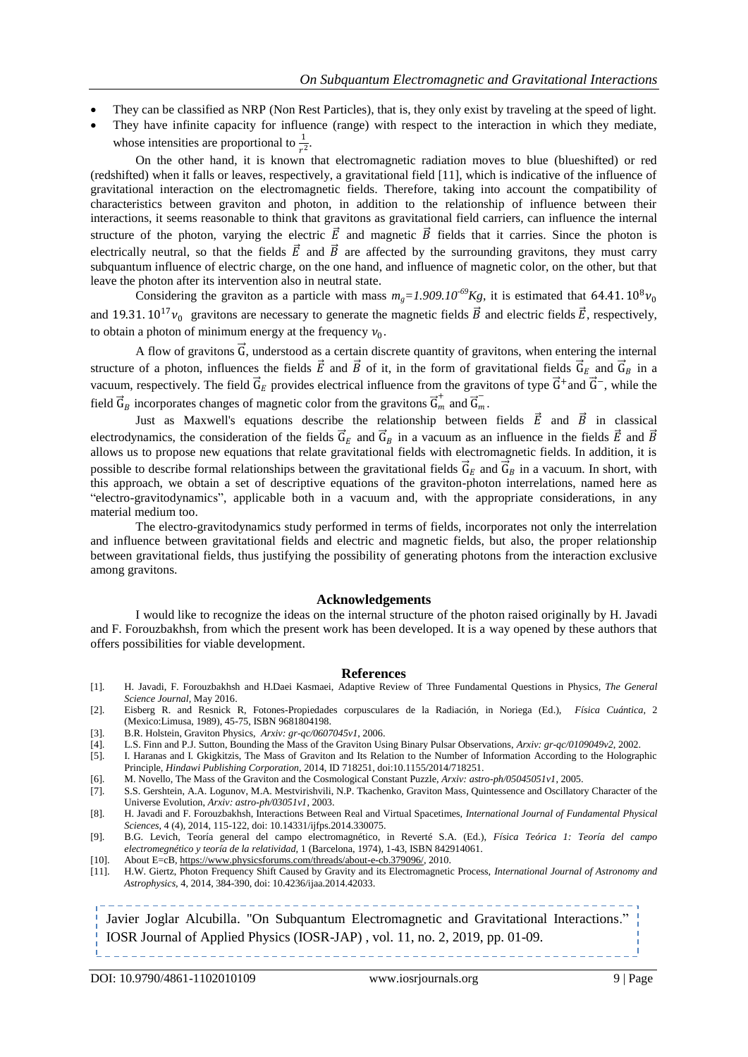- They can be classified as NRP (Non Rest Particles), that is, they only exist by traveling at the speed of light.
- They have infinite capacity for influence (range) with respect to the interaction in which they mediate, whose intensities are proportional to $\frac{1}{r^2}$.

On the other hand, it is known that electromagnetic radiation moves to blue (blueshifted) or red (redshifted) when it falls or leaves, respectively, a gravitational field [11], which is indicative of the influence of gravitational interaction on the electromagnetic fields. Therefore, taking into account the compatibility of characteristics between graviton and photon, in addition to the relationship of influence between their interactions, it seems reasonable to think that gravitons as gravitational field carriers, can influence the internal structure of the photon, varying the electric $\vec{E}$ and magnetic $\vec{B}$ fields that it carries. Since the photon is electrically neutral, so that the fields $\vec{E}$ and $\vec{B}$ are affected by the surrounding gravitons, they must carry subquantum influence of electric charge, on the one hand, and influence of magnetic color, on the other, but that leave the photon after its intervention also in neutral state.

Considering the graviton as a particle with mass $m_g=1.909.10^{-69}Kg$, it is estimated that $64.41.10^8\nu_0$ and $19.31.10^{17}\nu_0$ gravitons are necessary to generate the magnetic fields $\vec{B}$ and electric fields $\vec{E}$, respectively, to obtain a photon of minimum energy at the frequency $\nu_0$.

A flow of gravitons $\vec{G}$, understood as a certain discrete quantity of gravitons, when entering the internal structure of a photon, influences the fields $\vec{E}$ and $\vec{B}$ of it, in the form of gravitational fields $\vec{G}_E$ and $\vec{G}_B$ in a vacuum, respectively. The field $\vec{G}_E$ provides electrical influence from the gravitons of type $\vec{G}^+$and $\vec{G}^-$, while the field $\vec{G}_B$ incorporates changes of magnetic color from the gravitons $\vec{G}_m^+$ and $\vec{G}_m^-$.

Just as Maxwell's equations describe the relationship between fields $\vec{E}$ and $\vec{B}$ in classical electrodynamics, the consideration of the fields $\vec{G}_E$ and $\vec{G}_B$ in a vacuum as an influence in the fields $\vec{E}$ and $\vec{B}$ allows us to propose new equations that relate gravitational fields with electromagnetic fields. In addition, it is possible to describe formal relationships between the gravitational fields $\vec{G}_E$ and $\vec{G}_B$ in a vacuum. In short, with this approach, we obtain a set of descriptive equations of the graviton-photon interrelations, named here as "electro-gravitodynamics", applicable both in a vacuum and, with the appropriate considerations, in any material medium too.

The electro-gravitodynamics study performed in terms of fields, incorporates not only the interrelation and influence between gravitational fields and electric and magnetic fields, but also, the proper relationship between gravitational fields, thus justifying the possibility of generating photons from the interaction exclusive among gravitons.

## Acknowledgements

I would like to recognize the ideas on the internal structure of the photon raised originally by H. Javadi and F. Forouzbakhsh, from which the present work has been developed. It is a way opened by these authors that offers possibilities for viable development.

## References

[1]. H. Javadi, F. Forouzbakhsh and H.Daei Kasmaei, Adaptive Review of Three Fundamental Questions in Physics, *The General Science Journal*, May 2016.

[2]. Eisberg R. and Resnick R, Fotones-Propiedades corpusculares de la Radiación, in Noriega (Ed.), *Física Cuántica*, 2 (Mexico:Limusa, 1989), 45-75, ISBN 9681804198.

[3]. B.R. Holstein, Graviton Physics, *Arxiv: gr-qc/0607045v1*, 2006.

[4]. L.S. Finn and P.J. Sutton, Bounding the Mass of the Graviton Using Binary Pulsar Observations, *Arxiv: gr-qc/0109049v2*, 2002.

[5]. I. Haranas and I. Gkigkitzis, The Mass of Graviton and Its Relation to the Number of Information According to the Holographic Principle, *Hindawi Publishing Corporation*, 2014, ID 718251, doi:10.1155/2014/718251.

[6]. M. Novello, The Mass of the Graviton and the Cosmological Constant Puzzle, *Arxiv: astro-ph/05045051v1*, 2005.

[7]. S.S. Gershtein, A.A. Logunov, M.A. Mestvirishvili, N.P. Tkachenko, Graviton Mass, Quintessence and Oscillatory Character of the Universe Evolution, *Arxiv: astro-ph/03051v1*, 2003.

[8]. H. Javadi and F. Forouzbakhsh, Interactions Between Real and Virtual Spacetimes, *International Journal of Fundamental Physical Sciences*, 4 (4), 2014, 115-122, doi: 10.14331/ijfps.2014.330075.

[9]. B.G. Levich, Teoría general del campo electromagnético, in Reverté S.A. (Ed.), *Física Teórica 1: Teoría del campo electromegnético y teoría de la relatividad*, 1 (Barcelona, 1974), 1-43, ISBN 842914061.

[10]. About E=cB, https://www.physicsforums.com/threads/about-e-cb.379096/, 2010.

[11]. H.W. Giertz, Photon Frequency Shift Caused by Gravity and its Electromagnetic Process, *International Journal of Astronomy and Astrophysics*, 4, 2014, 384-390, doi: 10.4236/ijaa.2014.42033.

Javier Joglar Alcubilla. "On Subquantum Electromagnetic and Gravitational Interactions." IOSR Journal of Applied Physics (IOSR-JAP) , vol. 11, no. 2, 2019, pp. 01-09.